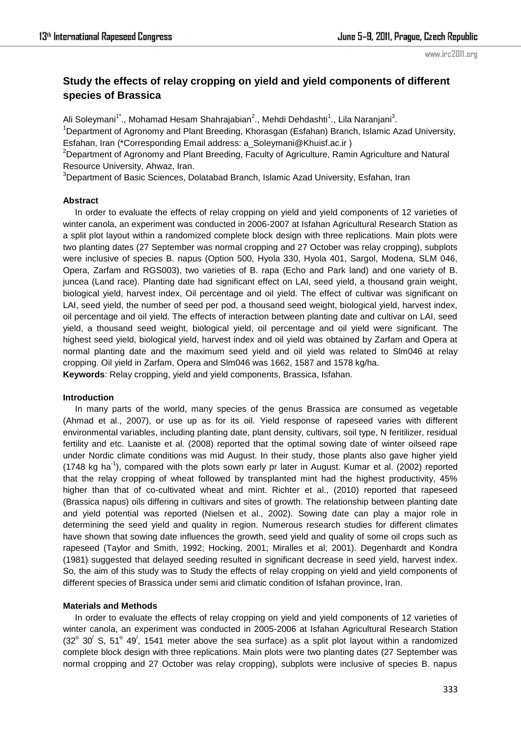# Study the effects of relay cropping on yield and yield components of different species of Brassica

Ali Soleymani[1*]., Mohamad Hesam Shahrajabian[2]., Mehdi Dehdashti[1]., Lila Naranjani[3].

[1]Department of Agronomy and Plant Breeding, Khorasgan (Esfahan) Branch, Islamic Azad University, Esfahan, Iran (*Corresponding Email address: a_Soleymani@Khuisf.ac.ir )

[2]Department of Agronomy and Plant Breeding, Faculty of Agriculture, Ramin Agriculture and Natural Resource University, Ahwaz, Iran.

[3]Department of Basic Sciences, Dolatabad Branch, Islamic Azad University, Esfahan, Iran

**Abstract**

In order to evaluate the effects of relay cropping on yield and yield components of 12 varieties of winter canola, an experiment was conducted in 2006-2007 at Isfahan Agricultural Research Station as a split plot layout within a randomized complete block design with three replications. Main plots were two planting dates (27 September was normal cropping and 27 October was relay cropping), subplots were inclusive of species B. napus (Option 500, Hyola 330, Hyola 401, Sargol, Modena, SLM 046, Opera, Zarfam and RGS003), two varieties of B. rapa (Echo and Park land) and one variety of B. juncea (Land race). Planting date had significant effect on LAI, seed yield, a thousand grain weight, biological yield, harvest index, Oil percentage and oil yield. The effect of cultivar was significant on LAI, seed yield, the number of seed per pod, a thousand seed weight, biological yield, harvest index, oil percentage and oil yield. The effects of interaction between planting date and cultivar on LAI, seed yield, a thousand seed weight, biological yield, oil percentage and oil yield were significant. The highest seed yield, biological yield, harvest index and oil yield was obtained by Zarfam and Opera at normal planting date and the maximum seed yield and oil yield was related to Slm046 at relay cropping. Oil yield in Zarfam, Opera and Slm046 was 1662, 1587 and 1578 kg/ha.

**Keywords**: Relay cropping, yield and yield components, Brassica, Isfahan.

**Introduction**

In many parts of the world, many species of the genus Brassica are consumed as vegetable (Ahmad et al., 2007), or use up as for its oil. Yield response of rapeseed varies with different environmental variables, including planting date, plant density, cultivars, soil type, N feritilizer, residual fertility and etc. Laaniste et al. (2008) reported that the optimal sowing date of winter oilseed rape under Nordic climate conditions was mid August. In their study, those plants also gave higher yield (1748 kg ha$^{-1}$), compared with the plots sown early pr later in August. Kumar et al. (2002) reported that the relay cropping of wheat followed by transplanted mint had the highest productivity, 45% higher than that of co-cultivated wheat and mint. Richter et al., (2010) reported that rapeseed (Brassica napus) oils differing in cultivars and sites of growth. The relationship between planting date and yield potential was reported (Nielsen et al., 2002). Sowing date can play a major role in determining the seed yield and quality in region. Numerous research studies for different climates have shown that sowing date influences the growth, seed yield and quality of some oil crops such as rapeseed (Taylor and Smith, 1992; Hocking, 2001; Miralles et al; 2001). Degenhardt and Kondra (1981) suggested that delayed seeding resulted in significant decrease in seed yield, harvest index. So, the aim of this study was to Study the effects of relay cropping on yield and yield components of different species of Brassica under semi arid climatic condition of Isfahan province, Iran.

**Materials and Methods**

In order to evaluate the effects of relay cropping on yield and yield components of 12 varieties of winter canola, an experiment was conducted in 2005-2006 at Isfahan Agricultural Research Station ($32^{o}$ $30^{/}$ S, $51^{o}$ $49^{/}$, 1541 meter above the sea surface) as a split plot layout within a randomized complete block design with three replications. Main plots were two planting dates (27 September was normal cropping and 27 October was relay cropping), subplots were inclusive of species B. napus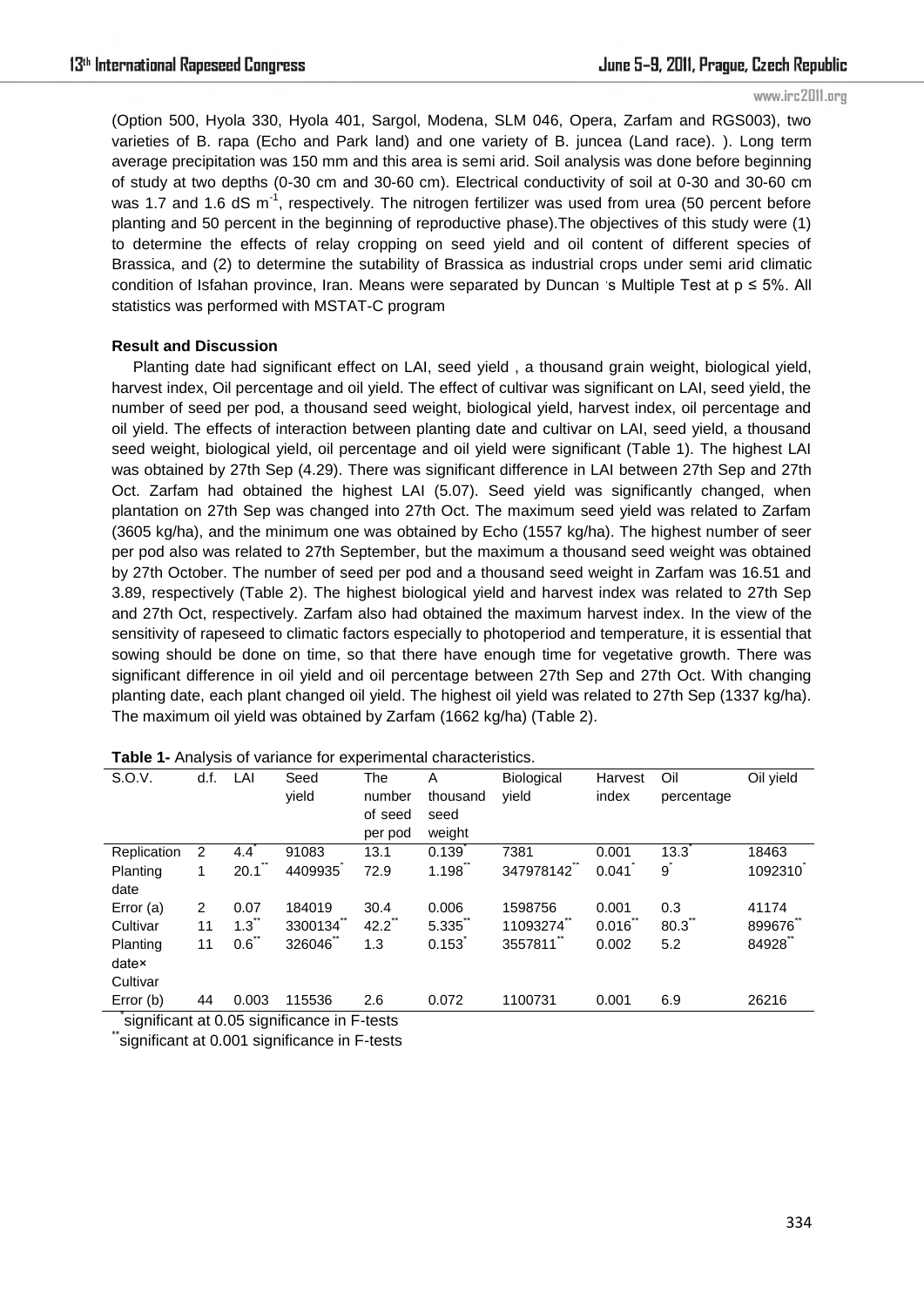(Option 500, Hyola 330, Hyola 401, Sargol, Modena, SLM 046, Opera, Zarfam and RGS003), two varieties of B. rapa (Echo and Park land) and one variety of B. juncea (Land race). ). Long term average precipitation was 150 mm and this area is semi arid. Soil analysis was done before beginning of study at two depths (0-30 cm and 30-60 cm). Electrical conductivity of soil at 0-30 and 30-60 cm was 1.7 and 1.6 dS $m^{-1}$, respectively. The nitrogen fertilizer was used from urea (50 percent before planting and 50 percent in the beginning of reproductive phase).The objectives of this study were (1) to determine the effects of relay cropping on seed yield and oil content of different species of Brassica, and (2) to determine the sutability of Brassica as industrial crops under semi arid climatic condition of Isfahan province, Iran. Means were separated by Duncan 's Multiple Test at $p \leq 5\%$. All statistics was performed with MSTAT-C program

**Result and Discussion**

Planting date had significant effect on LAI, seed yield , a thousand grain weight, biological yield, harvest index, Oil percentage and oil yield. The effect of cultivar was significant on LAI, seed yield, the number of seed per pod, a thousand seed weight, biological yield, harvest index, oil percentage and oil yield. The effects of interaction between planting date and cultivar on LAI, seed yield, a thousand seed weight, biological yield, oil percentage and oil yield were significant (Table 1). The highest LAI was obtained by 27th Sep (4.29). There was significant difference in LAI between 27th Sep and 27th Oct. Zarfam had obtained the highest LAI (5.07). Seed yield was significantly changed, when plantation on 27th Sep was changed into 27th Oct. The maximum seed yield was related to Zarfam (3605 kg/ha), and the minimum one was obtained by Echo (1557 kg/ha). The highest number of seer per pod also was related to 27th September, but the maximum a thousand seed weight was obtained by 27th October. The number of seed per pod and a thousand seed weight in Zarfam was 16.51 and 3.89, respectively (Table 2). The highest biological yield and harvest index was related to 27th Sep and 27th Oct, respectively. Zarfam also had obtained the maximum harvest index. In the view of the sensitivity of rapeseed to climatic factors especially to photoperiod and temperature, it is essential that sowing should be done on time, so that there have enough time for vegetative growth. There was significant difference in oil yield and oil percentage between 27th Sep and 27th Oct. With changing planting date, each plant changed oil yield. The highest oil yield was related to 27th Sep (1337 kg/ha). The maximum oil yield was obtained by Zarfam (1662 kg/ha) (Table 2).

**Table 1-** Analysis of variance for experimental characteristics.

| S.O.V. | d.f. | LAI | Seed yield | The number of seed per pod | A thousand seed weight | Biological yield | Harvest index | Oil percentage | Oil yield |
|---|---|---|---|---|---|---|---|---|---|
| Replication | 2 | 4.4* | 91083 | 13.1 | 0.139* | 7381 | 0.001 | 13.3* | 18463 |
| Planting date | 1 | 20.1** | 4409935* | 72.9 | 1.198** | 347978142** | 0.041* | 9* | 1092310* |
| Error (a) | 2 | 0.07 | 184019 | 30.4 | 0.006 | 1598756 | 0.001 | 0.3 | 41174 |
| Cultivar | 11 | 1.3** | 3300134** | 42.2** | 5.335** | 11093274** | 0.016** | 80.3** | 899676** |
| Planting date× Cultivar | 11 | 0.6** | 326046** | 1.3 | 0.153* | 3557811** | 0.002 | 5.2 | 84928** |
| Error (b) | 44 | 0.003 | 115536 | 2.6 | 0.072 | 1100731 | 0.001 | 6.9 | 26216 |

*significant at 0.05 significance in F-tests

**significant at 0.001 significance in F-tests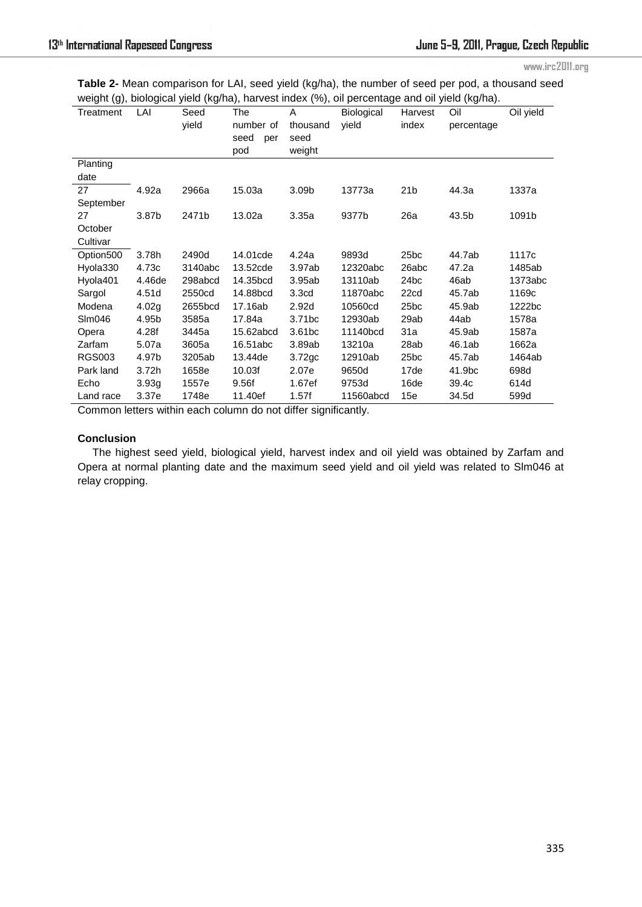**Table 2-** Mean comparison for LAI, seed yield (kg/ha), the number of seed per pod, a thousand seed weight (g), biological yield (kg/ha), harvest index (%), oil percentage and oil yield (kg/ha).

| Treatment | LAI | Seed yield | The number of seed per pod | A thousand seed weight | Biological yield | Harvest index | Oil percentage | Oil yield |
|---|---|---|---|---|---|---|---|---|
| Planting date | | | | | | | | |
| 27 September | 4.92a | 2966a | 15.03a | 3.09b | 13773a | 21b | 44.3a | 1337a |
| 27 October | 3.87b | 2471b | 13.02a | 3.35a | 9377b | 26a | 43.5b | 1091b |
| Cultivar | | | | | | | | |
| Option500 | 3.78h | 2490d | 14.01cde | 4.24a | 9893d | 25bc | 44.7ab | 1117c |
| Hyola330 | 4.73c | 3140abc | 13.52cde | 3.97ab | 12320abc | 26abc | 47.2a | 1485ab |
| Hyola401 | 4.46de | 298abcd | 14.35bcd | 3.95ab | 13110ab | 24bc | 46ab | 1373abc |
| Sargol | 4.51d | 2550cd | 14.88bcd | 3.3cd | 11870abc | 22cd | 45.7ab | 1169c |
| Modena | 4.02g | 2655bcd | 17.16ab | 2.92d | 10560cd | 25bc | 45.9ab | 1222bc |
| Slm046 | 4.95b | 3585a | 17.84a | 3.71bc | 12930ab | 29ab | 44ab | 1578a |
| Opera | 4.28f | 3445a | 15.62abcd | 3.61bc | 11140bcd | 31a | 45.9ab | 1587a |
| Zarfam | 5.07a | 3605a | 16.51abc | 3.89ab | 13210a | 28ab | 46.1ab | 1662a |
| RGS003 | 4.97b | 3205ab | 13.44de | 3.72gc | 12910ab | 25bc | 45.7ab | 1464ab |
| Park land | 3.72h | 1658e | 10.03f | 2.07e | 9650d | 17de | 41.9bc | 698d |
| Echo | 3.93g | 1557e | 9.56f | 1.67ef | 9753d | 16de | 39.4c | 614d |
| Land race | 3.37e | 1748e | 11.40ef | 1.57f | 11560abcd | 15e | 34.5d | 599d |

Common letters within each column do not differ significantly.

**Conclusion**

The highest seed yield, biological yield, harvest index and oil yield was obtained by Zarfam and Opera at normal planting date and the maximum seed yield and oil yield was related to Slm046 at relay cropping.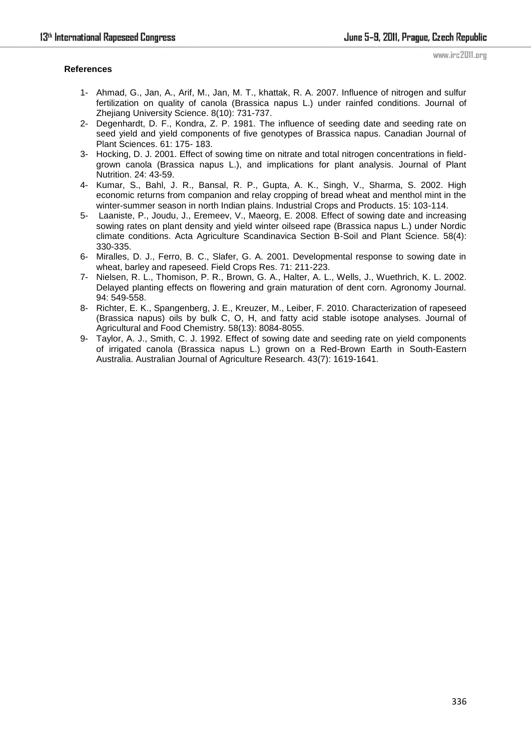**References**

1- Ahmad, G., Jan, A., Arif, M., Jan, M. T., khattak, R. A. 2007. Influence of nitrogen and sulfur fertilization on quality of canola (Brassica napus L.) under rainfed conditions. Journal of Zhejiang University Science. 8(10): 731-737.

2- Degenhardt, D. F., Kondra, Z. P. 1981. The influence of seeding date and seeding rate on seed yield and yield components of five genotypes of Brassica napus. Canadian Journal of Plant Sciences. 61: 175- 183.

3- Hocking, D. J. 2001. Effect of sowing time on nitrate and total nitrogen concentrations in field-grown canola (Brassica napus L.), and implications for plant analysis. Journal of Plant Nutrition. 24: 43-59.

4- Kumar, S., Bahl, J. R., Bansal, R. P., Gupta, A. K., Singh, V., Sharma, S. 2002. High economic returns from companion and relay cropping of bread wheat and menthol mint in the winter-summer season in north Indian plains. Industrial Crops and Products. 15: 103-114.

5- Laaniste, P., Joudu, J., Eremeev, V., Maeorg, E. 2008. Effect of sowing date and increasing sowing rates on plant density and yield winter oilseed rape (Brassica napus L.) under Nordic climate conditions. Acta Agriculture Scandinavica Section B-Soil and Plant Science. 58(4): 330-335.

6- Miralles, D. J., Ferro, B. C., Slafer, G. A. 2001. Developmental response to sowing date in wheat, barley and rapeseed. Field Crops Res. 71: 211-223.

7- Nielsen, R. L., Thomison, P. R., Brown, G. A., Halter, A. L., Wells, J., Wuethrich, K. L. 2002. Delayed planting effects on flowering and grain maturation of dent corn. Agronomy Journal. 94: 549-558.

8- Richter, E. K., Spangenberg, J. E., Kreuzer, M., Leiber, F. 2010. Characterization of rapeseed (Brassica napus) oils by bulk C, O, H, and fatty acid stable isotope analyses. Journal of Agricultural and Food Chemistry. 58(13): 8084-8055.

9- Taylor, A. J., Smith, C. J. 1992. Effect of sowing date and seeding rate on yield components of irrigated canola (Brassica napus L.) grown on a Red-Brown Earth in South-Eastern Australia. Australian Journal of Agriculture Research. 43(7): 1619-1641.